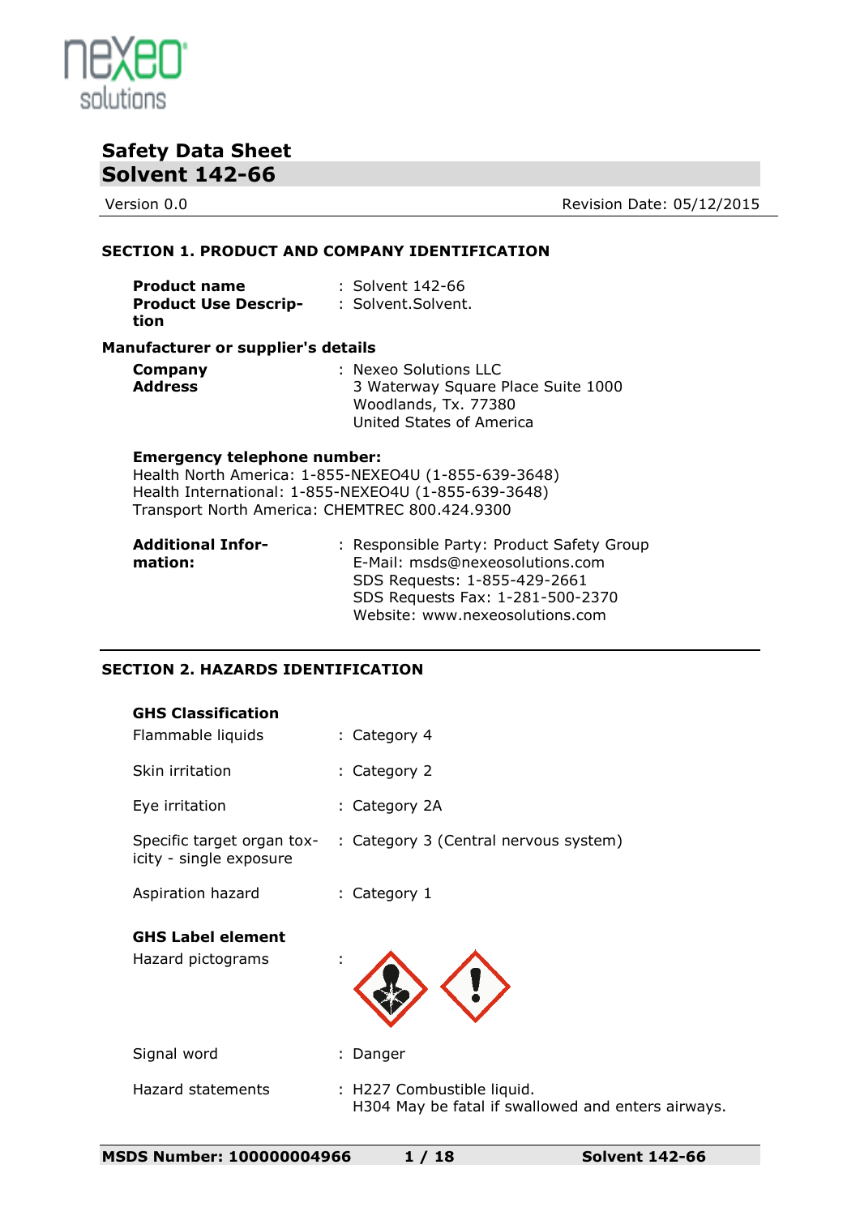# Safety Data Sheet

## Solvent 142-66

Version 0.0 Revision Date: 05/12/2015

### SECTION 1. PRODUCT AND COMPANY IDENTIFICATION

**Product name** : Solvent 142-66

**Product Use Description** : Solvent.Solvent.

**Manufacturer or supplier's details**

**Company** : Nexeo Solutions LLC

**Address** : 3 Waterway Square Place Suite 1000
Woodlands, Tx. 77380
United States of America

**Emergency telephone number:**
Health North America: 1-855-NEXEO4U (1-855-639-3648)
Health International: 1-855-NEXEO4U (1-855-639-3648)
Transport North America: CHEMTREC 800.424.9300

**Additional Information:** : Responsible Party: Product Safety Group
E-Mail: msds@nexeosolutions.com
SDS Requests: 1-855-429-2661
SDS Requests Fax: 1-281-500-2370
Website: www.nexeosolutions.com

### SECTION 2. HAZARDS IDENTIFICATION

**GHS Classification**

| | |
|---|---|
| Flammable liquids | : Category 4 |
| Skin irritation | : Category 2 |
| Eye irritation | : Category 2A |
| Specific target organ toxicity - single exposure | : Category 3 (Central nervous system) |
| Aspiration hazard | : Category 1 |

**GHS Label element**

Hazard pictograms :

Signal word : Danger

Hazard statements : H227 Combustible liquid.
H304 May be fatal if swallowed and enters airways.

MSDS Number: 100000004966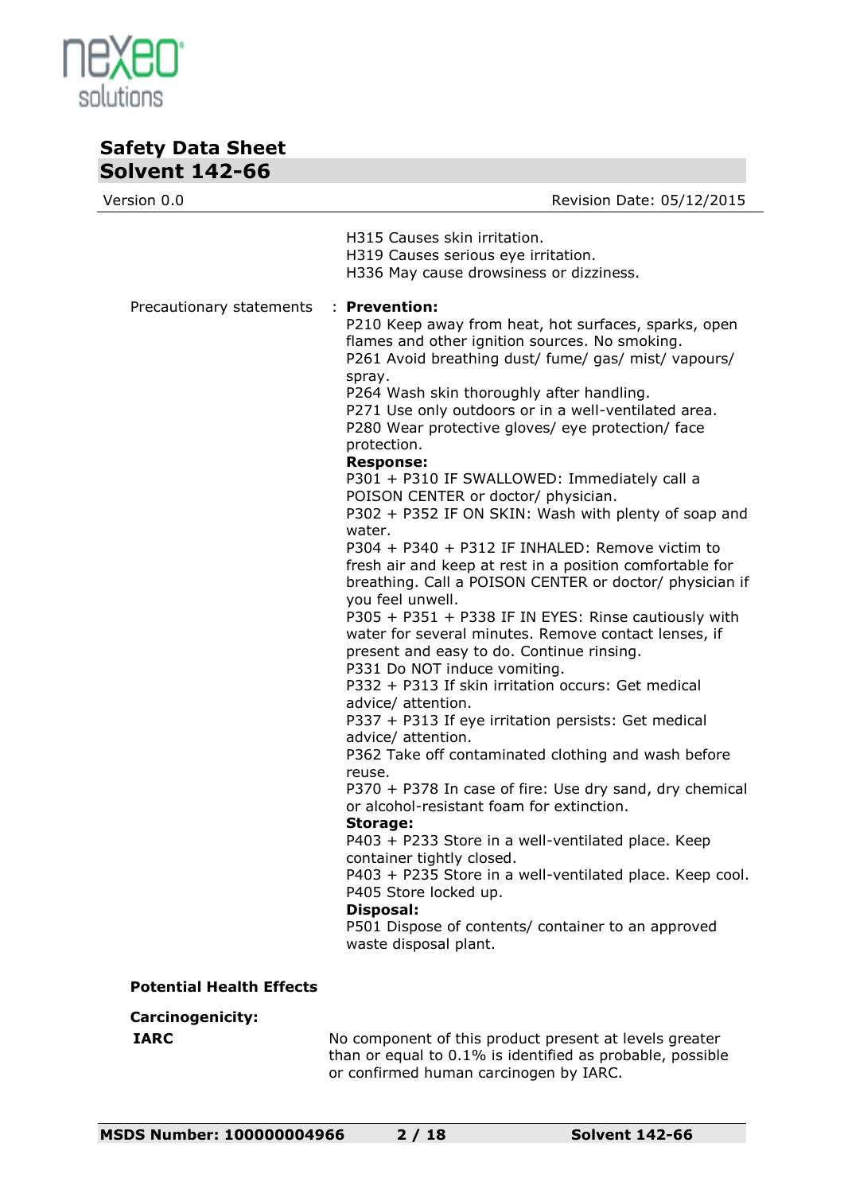H315 Causes skin irritation.
H319 Causes serious eye irritation.
H336 May cause drowsiness or dizziness.

Precautionary statements : **Prevention:**

P210 Keep away from heat, hot surfaces, sparks, open flames and other ignition sources. No smoking.
P261 Avoid breathing dust/ fume/ gas/ mist/ vapours/ spray.
P264 Wash skin thoroughly after handling.
P271 Use only outdoors or in a well-ventilated area.
P280 Wear protective gloves/ eye protection/ face protection.

**Response:**

P301 + P310 IF SWALLOWED: Immediately call a POISON CENTER or doctor/ physician.
P302 + P352 IF ON SKIN: Wash with plenty of soap and water.
P304 + P340 + P312 IF INHALED: Remove victim to fresh air and keep at rest in a position comfortable for breathing. Call a POISON CENTER or doctor/ physician if you feel unwell.
P305 + P351 + P338 IF IN EYES: Rinse cautiously with water for several minutes. Remove contact lenses, if present and easy to do. Continue rinsing.
P331 Do NOT induce vomiting.
P332 + P313 If skin irritation occurs: Get medical advice/ attention.
P337 + P313 If eye irritation persists: Get medical advice/ attention.
P362 Take off contaminated clothing and wash before reuse.
P370 + P378 In case of fire: Use dry sand, dry chemical or alcohol-resistant foam for extinction.

**Storage:**

P403 + P233 Store in a well-ventilated place. Keep container tightly closed.
P403 + P235 Store in a well-ventilated place. Keep cool.
P405 Store locked up.

**Disposal:**

P501 Dispose of contents/ container to an approved waste disposal plant.

**Potential Health Effects**

**Carcinogenicity:**

**IARC** No component of this product present at levels greater than or equal to 0.1% is identified as probable, possible or confirmed human carcinogen by IARC.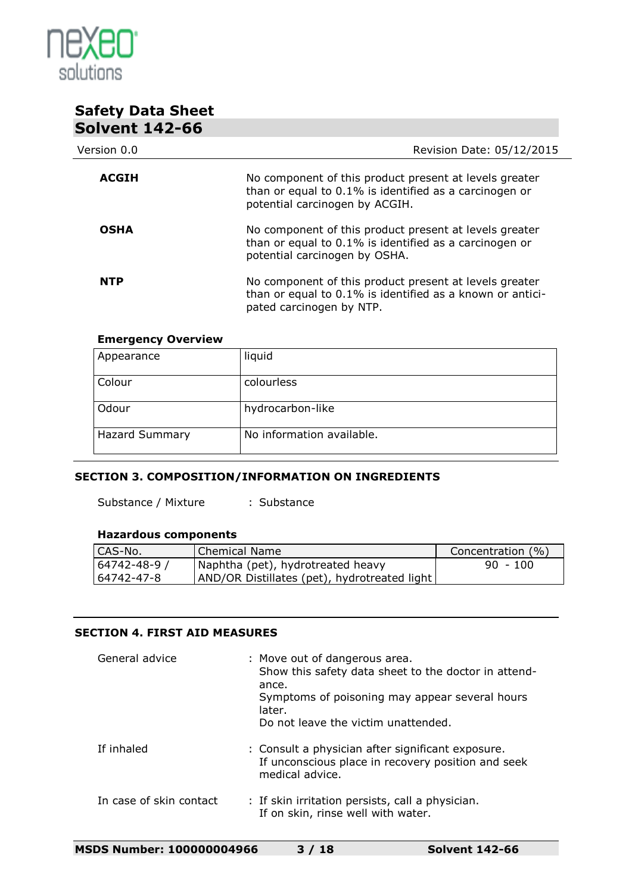| | |
|---|---|
| **ACGIH** | No component of this product present at levels greater than or equal to 0.1% is identified as a carcinogen or potential carcinogen by ACGIH. |
| **OSHA** | No component of this product present at levels greater than or equal to 0.1% is identified as a carcinogen or potential carcinogen by OSHA. |
| **NTP** | No component of this product present at levels greater than or equal to 0.1% is identified as a known or anticipated carcinogen by NTP. |

**Emergency Overview**

| | |
|---|---|
| Appearance | liquid |
| Colour | colourless |
| Odour | hydrocarbon-like |
| Hazard Summary | No information available. |

## SECTION 3. COMPOSITION/INFORMATION ON INGREDIENTS

Substance / Mixture : Substance

**Hazardous components**

| CAS-No. | Chemical Name | Concentration (%) |
|---|---|---|
| 64742-48-9 / 64742-47-8 | Naphtha (pet), hydrotreated heavy AND/OR Distillates (pet), hydrotreated light | 90 - 100 |

## SECTION 4. FIRST AID MEASURES

General advice : Move out of dangerous area.
Show this safety data sheet to the doctor in attendance.
Symptoms of poisoning may appear several hours later.
Do not leave the victim unattended.

If inhaled : Consult a physician after significant exposure.
If unconscious place in recovery position and seek medical advice.

In case of skin contact : If skin irritation persists, call a physician.
If on skin, rinse well with water.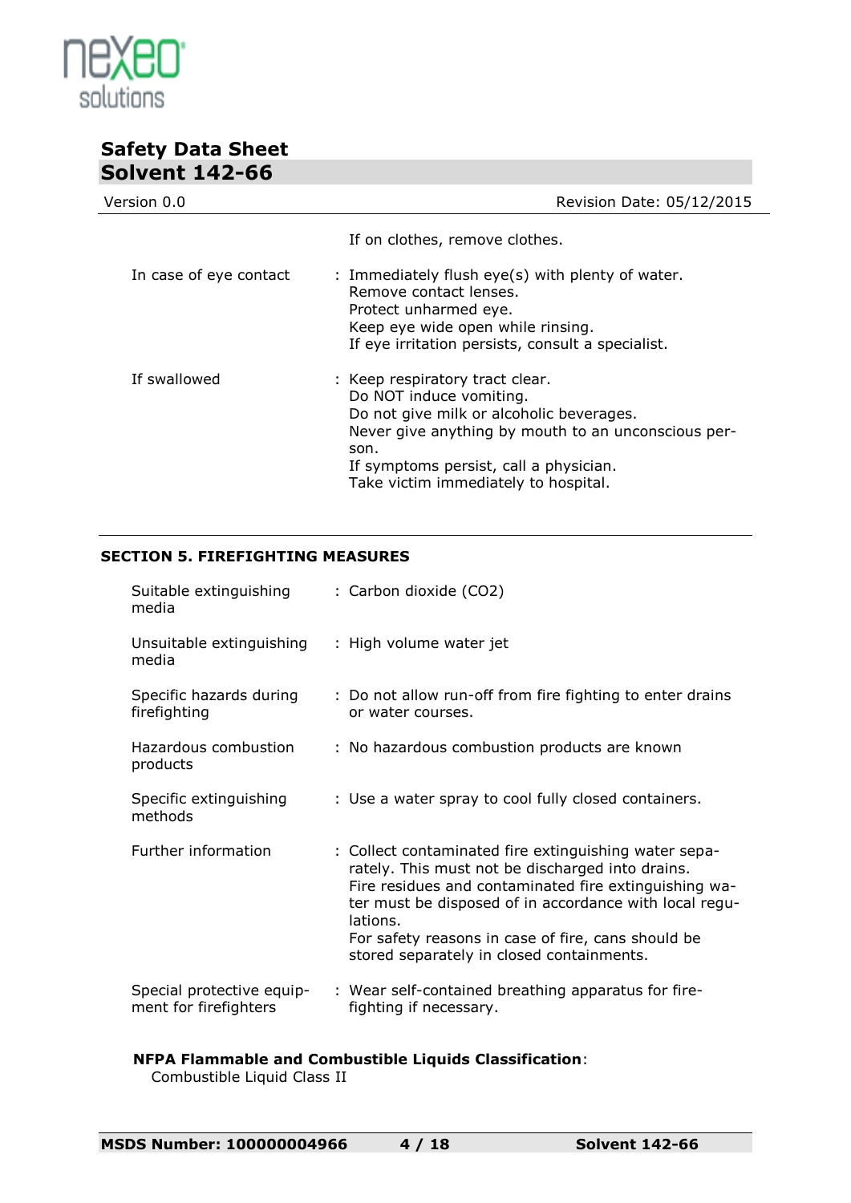| | |
|---|---|
| | If on clothes, remove clothes. |
| In case of eye contact | : Immediately flush eye(s) with plenty of water.<br>Remove contact lenses.<br>Protect unharmed eye.<br>Keep eye wide open while rinsing.<br>If eye irritation persists, consult a specialist. |
| If swallowed | : Keep respiratory tract clear.<br>Do NOT induce vomiting.<br>Do not give milk or alcoholic beverages.<br>Never give anything by mouth to an unconscious person.<br>If symptoms persist, call a physician.<br>Take victim immediately to hospital. |

## SECTION 5. FIREFIGHTING MEASURES

| | |
|---|---|
| Suitable extinguishing media | : Carbon dioxide ($CO_2$) |
| Unsuitable extinguishing media | : High volume water jet |
| Specific hazards during firefighting | : Do not allow run-off from fire fighting to enter drains or water courses. |
| Hazardous combustion products | : No hazardous combustion products are known |
| Specific extinguishing methods | : Use a water spray to cool fully closed containers. |
| Further information | : Collect contaminated fire extinguishing water separately. This must not be discharged into drains.<br>Fire residues and contaminated fire extinguishing water must be disposed of in accordance with local regulations.<br>For safety reasons in case of fire, cans should be stored separately in closed containments. |
| Special protective equipment for firefighters | : Wear self-contained breathing apparatus for firefighting if necessary. |

**NFPA Flammable and Combustible Liquids Classification**:
Combustible Liquid Class II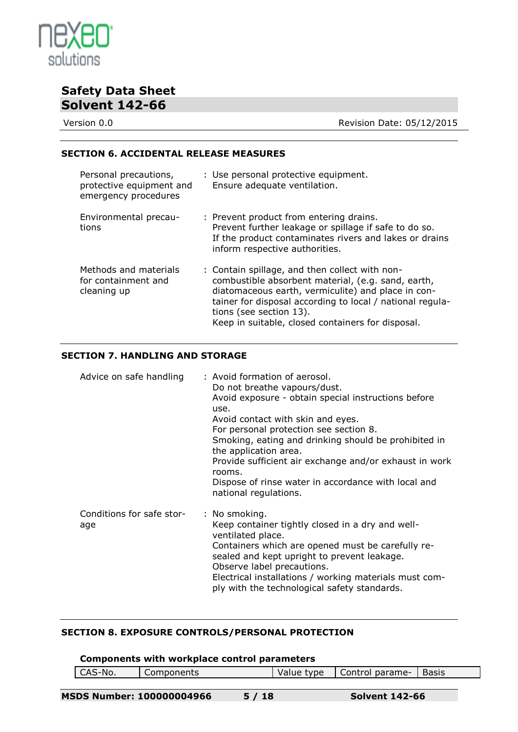## SECTION 6. ACCIDENTAL RELEASE MEASURES

| | |
|---|---|
| Personal precautions, protective equipment and emergency procedures | : Use personal protective equipment. Ensure adequate ventilation. |
| Environmental precautions | : Prevent product from entering drains. Prevent further leakage or spillage if safe to do so. If the product contaminates rivers and lakes or drains inform respective authorities. |
| Methods and materials for containment and cleaning up | : Contain spillage, and then collect with non-combustible absorbent material, (e.g. sand, earth, diatomaceous earth, vermiculite) and place in container for disposal according to local / national regulations (see section 13). Keep in suitable, closed containers for disposal. |

## SECTION 7. HANDLING AND STORAGE

| | |
|---|---|
| Advice on safe handling | : Avoid formation of aerosol. Do not breathe vapours/dust. Avoid exposure - obtain special instructions before use. Avoid contact with skin and eyes. For personal protection see section 8. Smoking, eating and drinking should be prohibited in the application area. Provide sufficient air exchange and/or exhaust in work rooms. Dispose of rinse water in accordance with local and national regulations. |
| Conditions for safe storage | : No smoking. Keep container tightly closed in a dry and well-ventilated place. Containers which are opened must be carefully resealed and kept upright to prevent leakage. Observe label precautions. Electrical installations / working materials must comply with the technological safety standards. |

## SECTION 8. EXPOSURE CONTROLS/PERSONAL PROTECTION

### Components with workplace control parameters

| CAS-No. | Components | Value type | Control parame- | Basis |
|---|---|---|---|---|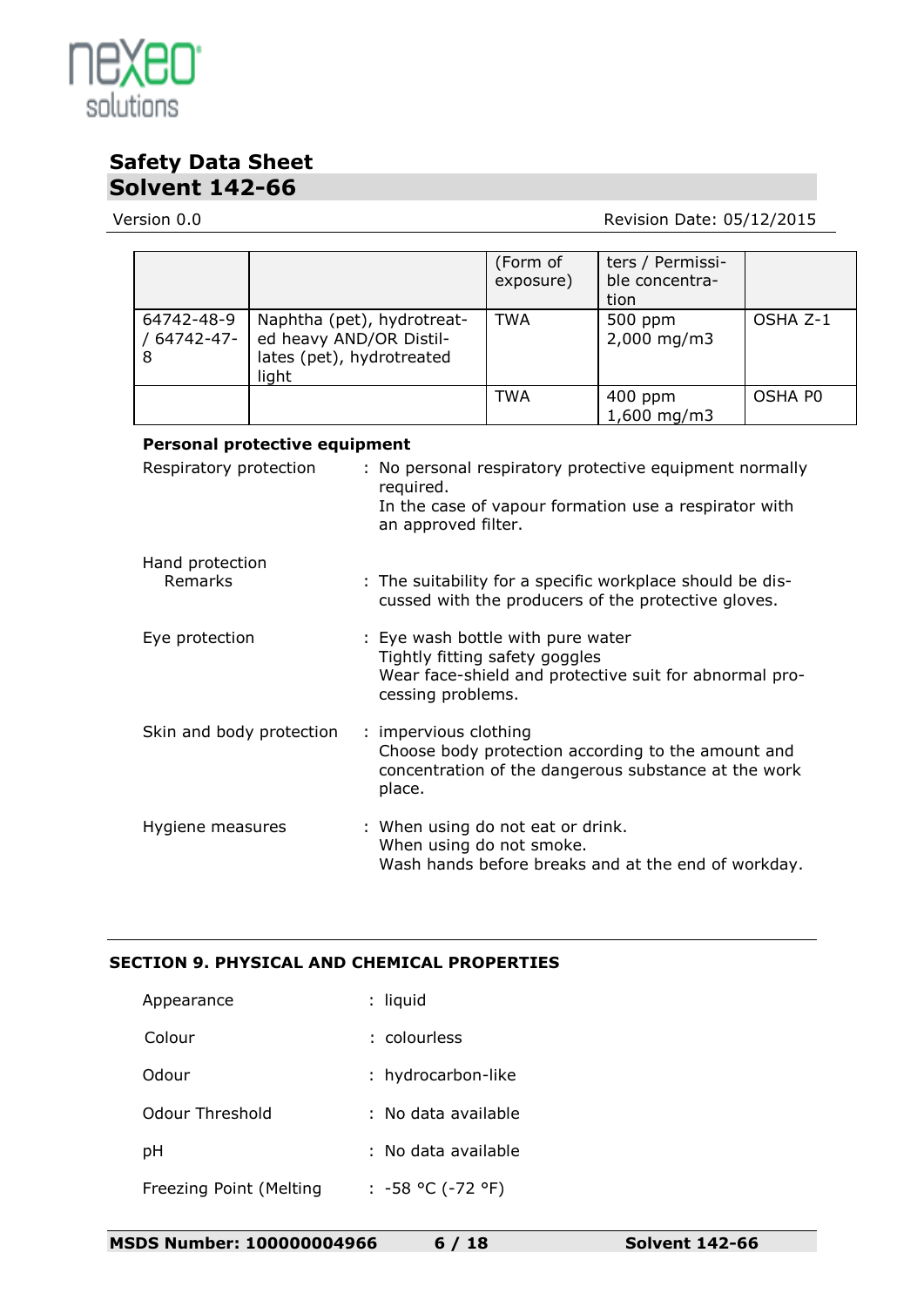| | | (Form of exposure) | ters / Permissible concentration | |
|---|---|---|---|---|
| 64742-48-9 / 64742-47-8 | Naphtha (pet), hydrotreated heavy AND/OR Distillates (pet), hydrotreated light | TWA | 500 ppm 2,000 mg/m3 | OSHA Z-1 |
| | | TWA | 400 ppm 1,600 mg/m3 | OSHA P0 |

**Personal protective equipment**

Respiratory protection : No personal respiratory protective equipment normally required.
In the case of vapour formation use a respirator with an approved filter.

Hand protection
Remarks : The suitability for a specific workplace should be discussed with the producers of the protective gloves.

Eye protection : Eye wash bottle with pure water
Tightly fitting safety goggles
Wear face-shield and protective suit for abnormal processing problems.

Skin and body protection : impervious clothing
Choose body protection according to the amount and concentration of the dangerous substance at the work place.

Hygiene measures : When using do not eat or drink.
When using do not smoke.
Wash hands before breaks and at the end of workday.

## SECTION 9. PHYSICAL AND CHEMICAL PROPERTIES

Appearance : liquid

Colour : colourless

Odour : hydrocarbon-like

Odour Threshold : No data available

pH : No data available

Freezing Point (Melting : -58 °C (-72 °F)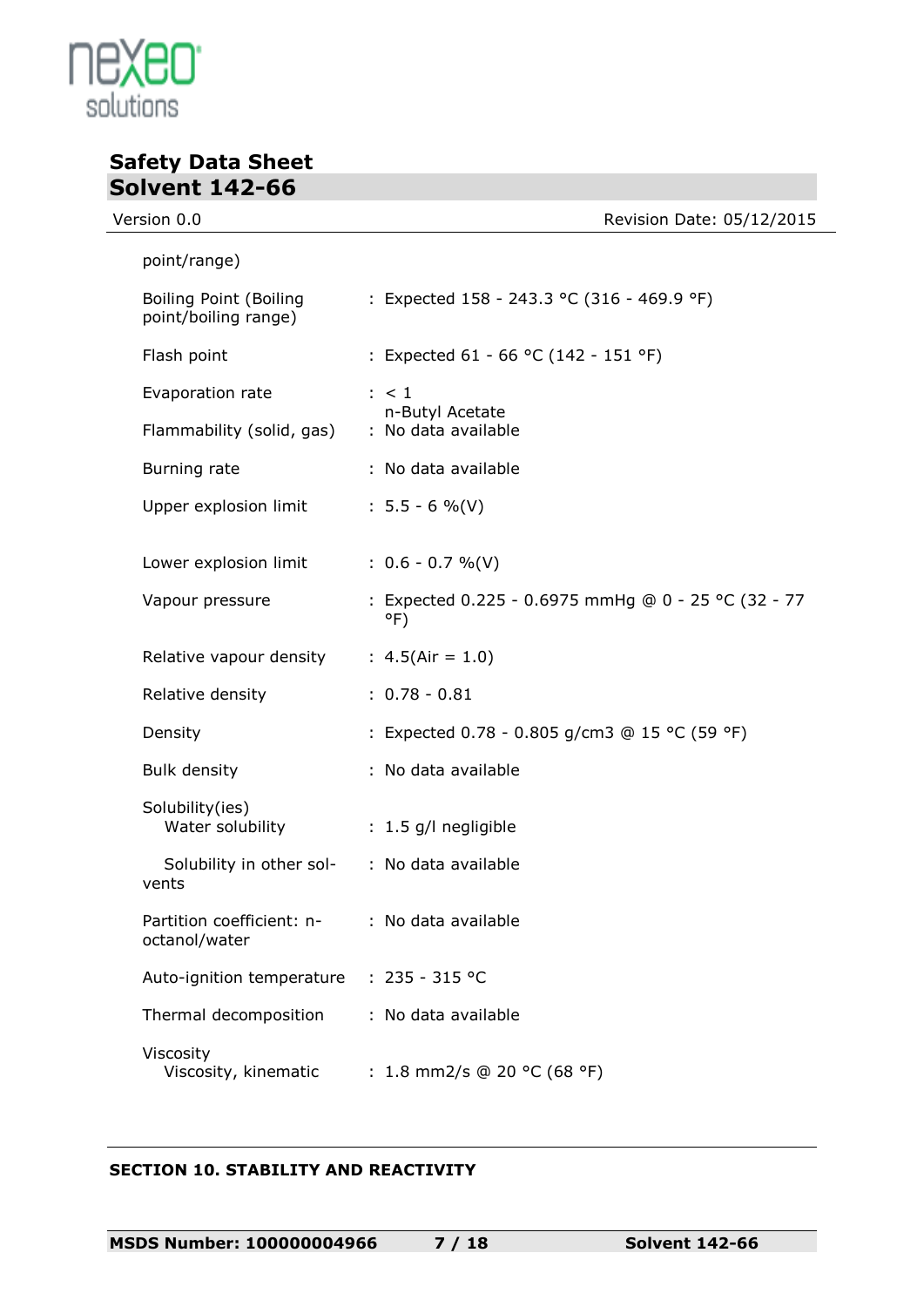point/range)

| | |
|---|---|
| Boiling Point (Boiling point/boiling range) | : Expected 158 - 243.3 °C (316 - 469.9 °F) |
| Flash point | : Expected 61 - 66 °C (142 - 151 °F) |
| Evaporation rate | : < 1 n-Butyl Acetate |
| Flammability (solid, gas) | : No data available |
| Burning rate | : No data available |
| Upper explosion limit | : 5.5 - 6 %(V) |
| Lower explosion limit | : 0.6 - 0.7 %(V) |
| Vapour pressure | : Expected 0.225 - 0.6975 mmHg @ 0 - 25 °C (32 - 77 °F) |
| Relative vapour density | : 4.5(Air = 1.0) |
| Relative density | : 0.78 - 0.81 |
| Density | : Expected 0.78 - 0.805 g/cm3 @ 15 °C (59 °F) |
| Bulk density | : No data available |
| Solubility(ies) | |
| Water solubility | : 1.5 g/l negligible |
| Solubility in other solvents | : No data available |
| Partition coefficient: n-octanol/water | : No data available |
| Auto-ignition temperature | : 235 - 315 °C |
| Thermal decomposition | : No data available |
| Viscosity | |
| Viscosity, kinematic | : 1.8 mm2/s @ 20 °C (68 °F) |

## SECTION 10. STABILITY AND REACTIVITY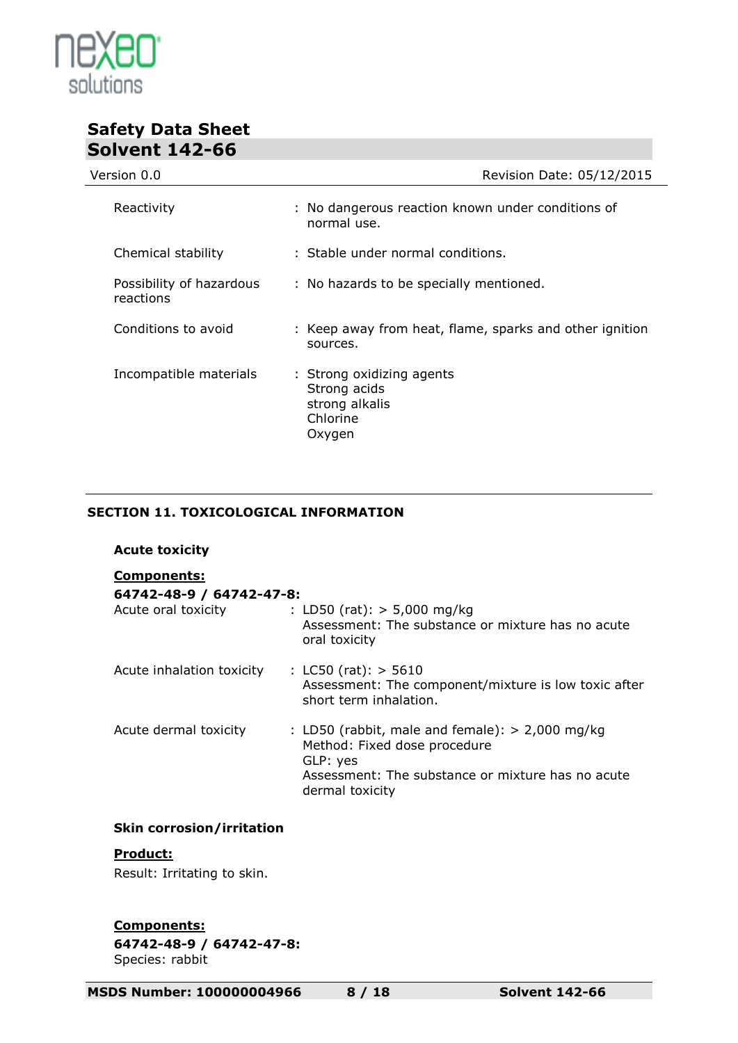| | | |
|---|---|---|
| Reactivity | : | No dangerous reaction known under conditions of normal use. |
| Chemical stability | : | Stable under normal conditions. |
| Possibility of hazardous reactions | : | No hazards to be specially mentioned. |
| Conditions to avoid | : | Keep away from heat, flame, sparks and other ignition sources. |
| Incompatible materials | : | Strong oxidizing agents<br>Strong acids<br>strong alkalis<br>Chlorine<br>Oxygen |

## SECTION 11. TOXICOLOGICAL INFORMATION

### Acute toxicity

**<u>Components:</u>**

**64742-48-9 / 64742-47-8:**

| | | |
|---|---|---|
| Acute oral toxicity | : | LD50 (rat): > 5,000 mg/kg<br>Assessment: The substance or mixture has no acute oral toxicity |
| Acute inhalation toxicity | : | LC50 (rat): > 5610<br>Assessment: The component/mixture is low toxic after short term inhalation. |
| Acute dermal toxicity | : | LD50 (rabbit, male and female): > 2,000 mg/kg<br>Method: Fixed dose procedure<br>GLP: yes<br>Assessment: The substance or mixture has no acute dermal toxicity |

### Skin corrosion/irritation

**<u>Product:</u>**

Result: Irritating to skin.

**<u>Components:</u>**

**64742-48-9 / 64742-47-8:**

Species: rabbit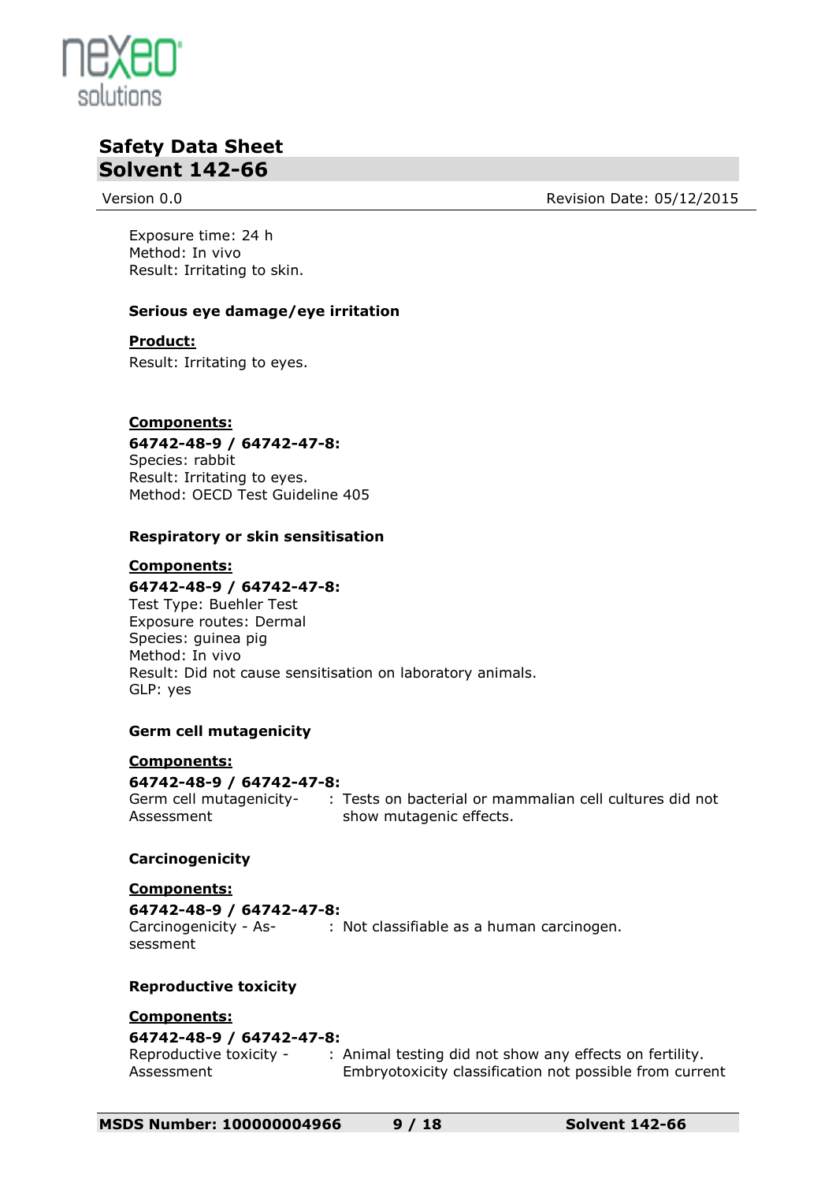Exposure time: 24 h
Method: In vivo
Result: Irritating to skin.

**Serious eye damage/eye irritation**

**Product:**

Result: Irritating to eyes.

**Components:**

**64742-48-9 / 64742-47-8:**
Species: rabbit
Result: Irritating to eyes.
Method: OECD Test Guideline 405

**Respiratory or skin sensitisation**

**Components:**

**64742-48-9 / 64742-47-8:**
Test Type: Buehler Test
Exposure routes: Dermal
Species: guinea pig
Method: In vivo
Result: Did not cause sensitisation on laboratory animals.
GLP: yes

**Germ cell mutagenicity**

**Components:**

**64742-48-9 / 64742-47-8:**

Germ cell mutagenicity- Assessment : Tests on bacterial or mammalian cell cultures did not show mutagenic effects.

**Carcinogenicity**

**Components:**

**64742-48-9 / 64742-47-8:**

Carcinogenicity - Assessment : Not classifiable as a human carcinogen.

**Reproductive toxicity**

**Components:**

**64742-48-9 / 64742-47-8:**

Reproductive toxicity - Assessment : Animal testing did not show any effects on fertility. Embryotoxicity classification not possible from current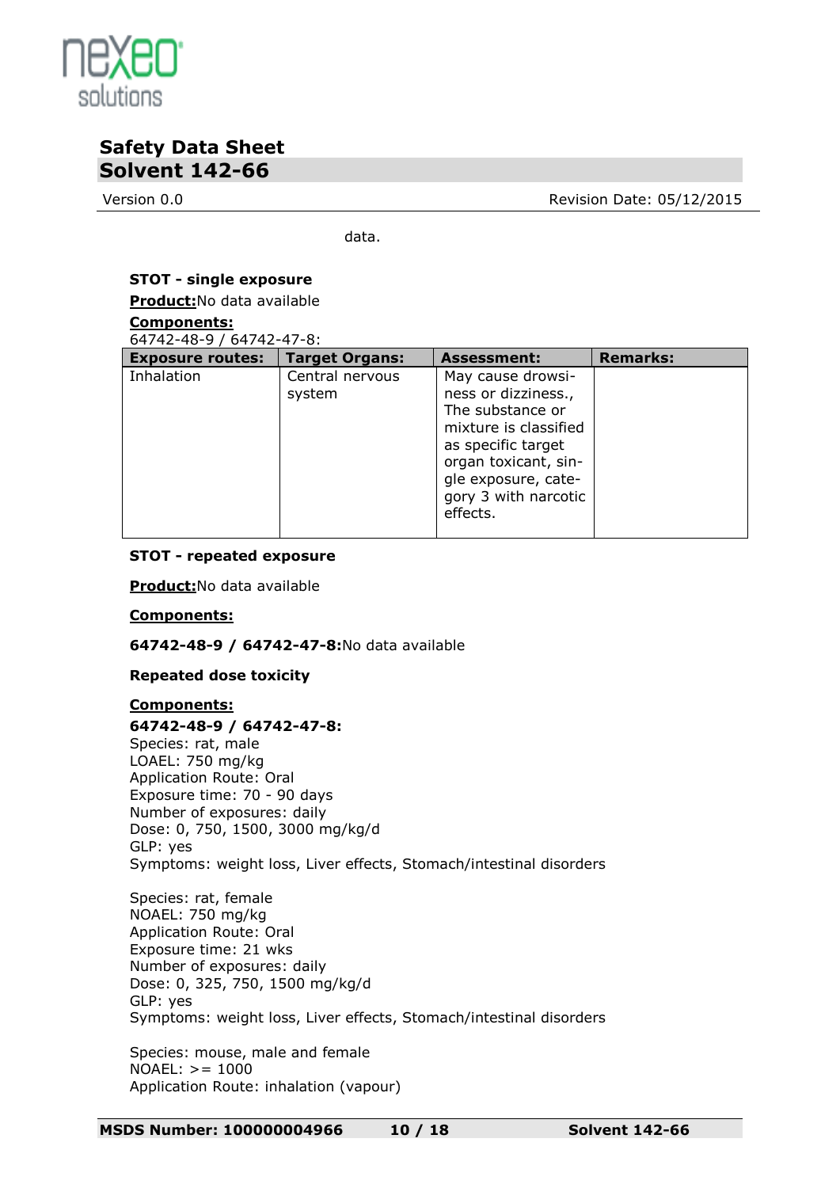data.

**STOT - single exposure**

**Product:**No data available

**Components:**

64742-48-9 / 64742-47-8:

| Exposure routes: | Target Organs: | Assessment: | Remarks: |
|---|---|---|---|
| Inhalation | Central nervous system | May cause drowsiness or dizziness., The substance or mixture is classified as specific target organ toxicant, single exposure, category 3 with narcotic effects. | |

**STOT - repeated exposure**

**Product:**No data available

**Components:**

**64742-48-9 / 64742-47-8:**No data available

**Repeated dose toxicity**

**Components:**

**64742-48-9 / 64742-47-8:**

Species: rat, male
LOAEL: 750 mg/kg
Application Route: Oral
Exposure time: 70 - 90 days
Number of exposures: daily
Dose: 0, 750, 1500, 3000 mg/kg/d
GLP: yes
Symptoms: weight loss, Liver effects, Stomach/intestinal disorders

Species: rat, female
NOAEL: 750 mg/kg
Application Route: Oral
Exposure time: 21 wks
Number of exposures: daily
Dose: 0, 325, 750, 1500 mg/kg/d
GLP: yes
Symptoms: weight loss, Liver effects, Stomach/intestinal disorders

Species: mouse, male and female
NOAEL: >= 1000
Application Route: inhalation (vapour)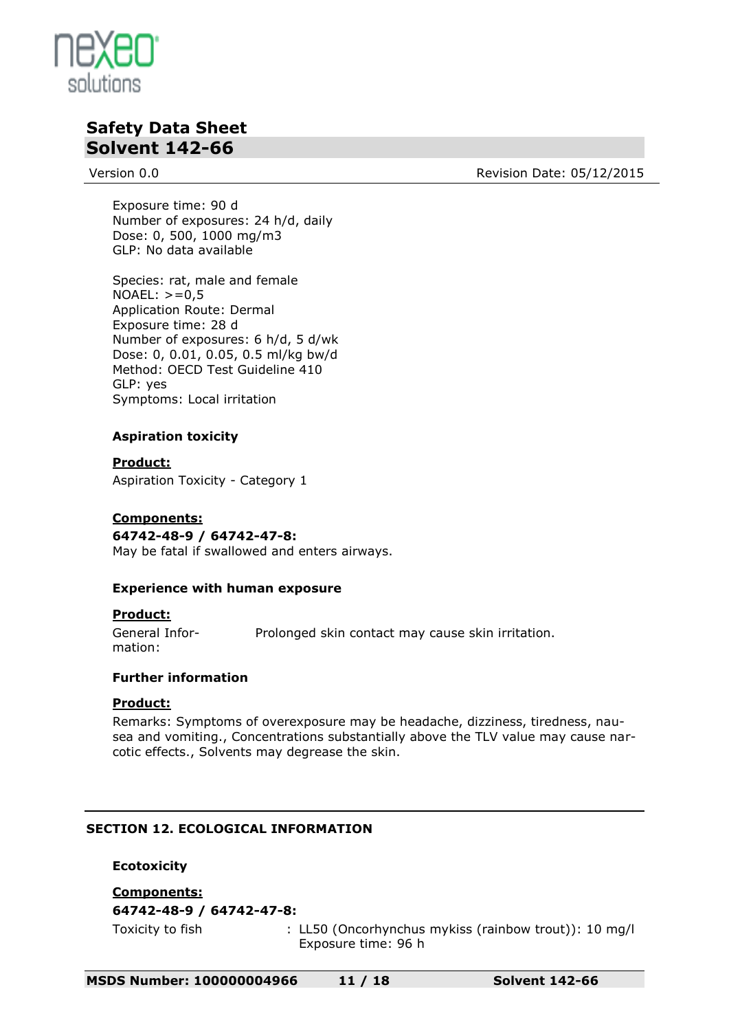Exposure time: 90 d
Number of exposures: 24 h/d, daily
Dose: 0, 500, 1000 mg/m3
GLP: No data available

Species: rat, male and female
NOAEL: >=0,5
Application Route: Dermal
Exposure time: 28 d
Number of exposures: 6 h/d, 5 d/wk
Dose: 0, 0.01, 0.05, 0.5 ml/kg bw/d
Method: OECD Test Guideline 410
GLP: yes
Symptoms: Local irritation

**Aspiration toxicity**

**Product:**
Aspiration Toxicity - Category 1

**Components:**
**64742-48-9 / 64742-47-8:**
May be fatal if swallowed and enters airways.

**Experience with human exposure**

**Product:**

General Information: Prolonged skin contact may cause skin irritation.

**Further information**

**Product:**
Remarks: Symptoms of overexposure may be headache, dizziness, tiredness, nausea and vomiting., Concentrations substantially above the TLV value may cause narcotic effects., Solvents may degrease the skin.

## SECTION 12. ECOLOGICAL INFORMATION

**Ecotoxicity**

**Components:**
**64742-48-9 / 64742-47-8:**

Toxicity to fish : LL50 (Oncorhynchus mykiss (rainbow trout)): 10 mg/l
Exposure time: 96 h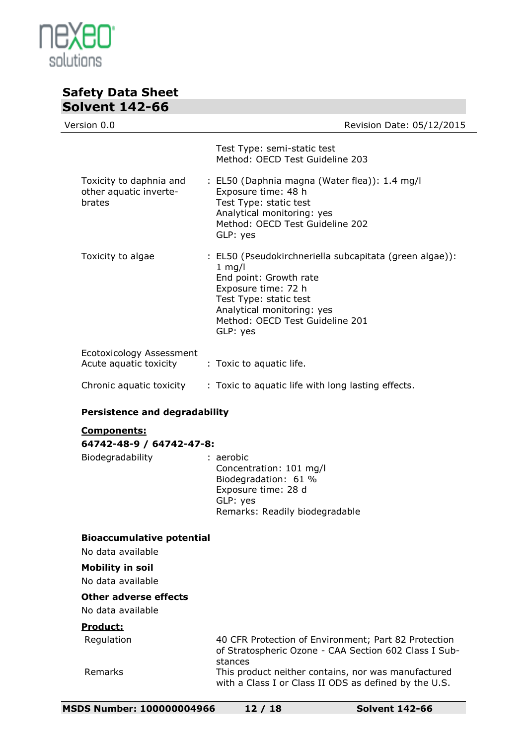| | |
|---|---|
| | Test Type: semi-static test<br>Method: OECD Test Guideline 203 |
| Toxicity to daphnia and other aquatic invertebrates | : EL50 (Daphnia magna (Water flea)): 1.4 mg/l<br>Exposure time: 48 h<br>Test Type: static test<br>Analytical monitoring: yes<br>Method: OECD Test Guideline 202<br>GLP: yes |
| Toxicity to algae | : EL50 (Pseudokirchneriella subcapitata (green algae)): 1 mg/l<br>End point: Growth rate<br>Exposure time: 72 h<br>Test Type: static test<br>Analytical monitoring: yes<br>Method: OECD Test Guideline 201<br>GLP: yes |
| Ecotoxicology Assessment<br>Acute aquatic toxicity | : Toxic to aquatic life. |
| Chronic aquatic toxicity | : Toxic to aquatic life with long lasting effects. |

**Persistence and degradability**

**Components:**

**64742-48-9 / 64742-47-8:**

| | |
|---|---|
| Biodegradability | : aerobic<br>Concentration: 101 mg/l<br>Biodegradation: 61 %<br>Exposure time: 28 d<br>GLP: yes<br>Remarks: Readily biodegradable |

**Bioaccumulative potential**

No data available

**Mobility in soil**

No data available

**Other adverse effects**

No data available

**Product:**

| | |
|---|---|
| Regulation | 40 CFR Protection of Environment; Part 82 Protection of Stratospheric Ozone - CAA Section 602 Class I Substances |
| Remarks | This product neither contains, nor was manufactured with a Class I or Class II ODS as defined by the U.S. |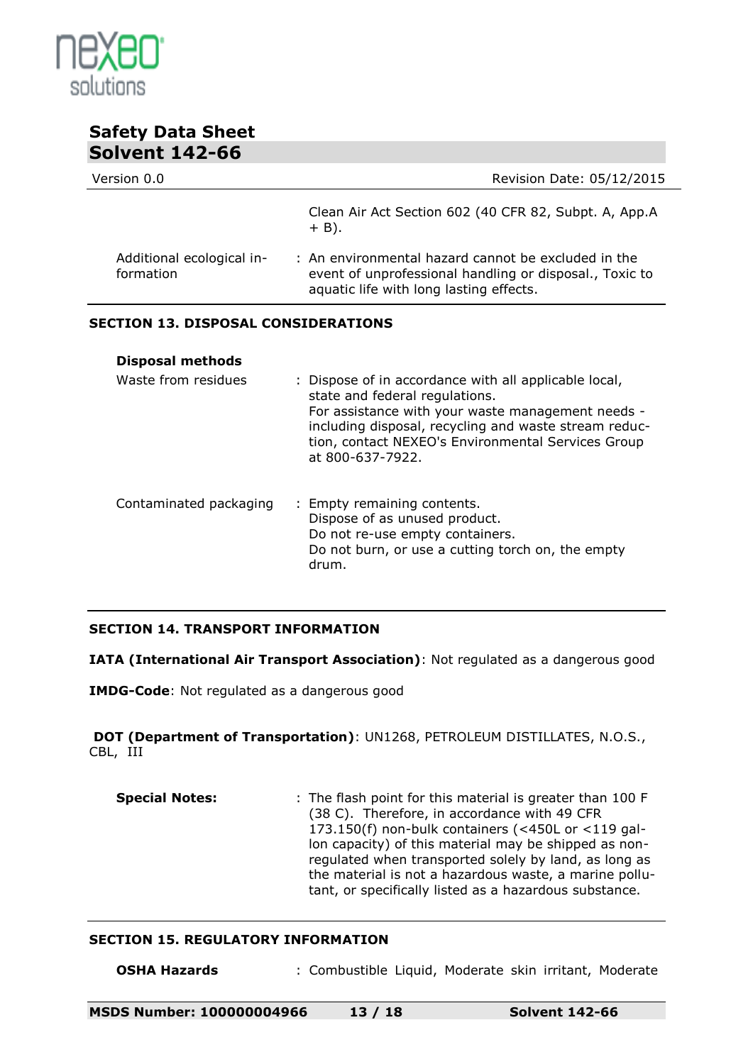Clean Air Act Section 602 (40 CFR 82, Subpt. A, App.A + B).

| | |
|---|---|
| Additional ecological information | : An environmental hazard cannot be excluded in the event of unprofessional handling or disposal., Toxic to aquatic life with long lasting effects. |

## SECTION 13. DISPOSAL CONSIDERATIONS

**Disposal methods**

| | |
|---|---|
| Waste from residues | : Dispose of in accordance with all applicable local, state and federal regulations.<br>For assistance with your waste management needs - including disposal, recycling and waste stream reduction, contact NEXEO's Environmental Services Group at 800-637-7922. |
| Contaminated packaging | : Empty remaining contents.<br>Dispose of as unused product.<br>Do not re-use empty containers.<br>Do not burn, or use a cutting torch on, the empty drum. |

## SECTION 14. TRANSPORT INFORMATION

**IATA (International Air Transport Association)**: Not regulated as a dangerous good

**IMDG-Code**: Not regulated as a dangerous good

**DOT (Department of Transportation)**: UN1268, PETROLEUM DISTILLATES, N.O.S., CBL, III

| | |
|---|---|
| **Special Notes:** | : The flash point for this material is greater than 100 F (38 C). Therefore, in accordance with 49 CFR 173.150(f) non-bulk containers (<450L or <119 gallon capacity) of this material may be shipped as non-regulated when transported solely by land, as long as the material is not a hazardous waste, a marine pollutant, or specifically listed as a hazardous substance. |

## SECTION 15. REGULATORY INFORMATION

| | |
|---|---|
| **OSHA Hazards** | : Combustible Liquid, Moderate skin irritant, Moderate |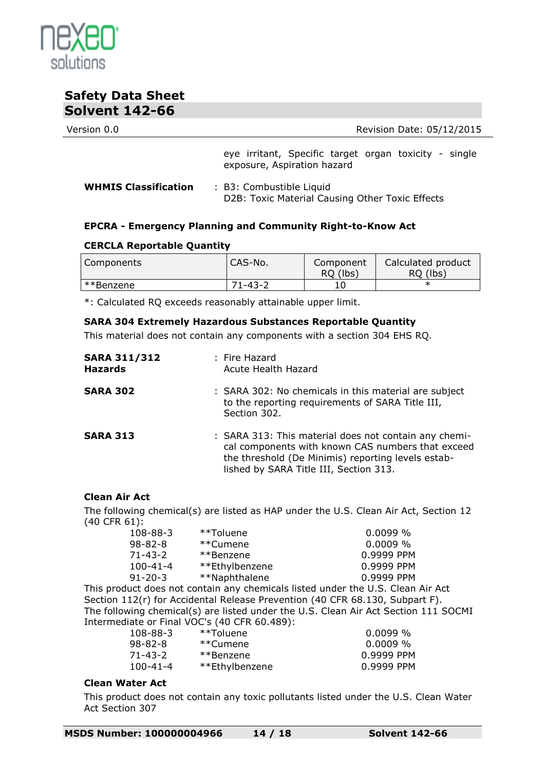eye irritant, Specific target organ toxicity - single exposure, Aspiration hazard

**WHMIS Classification** : B3: Combustible Liquid
D2B: Toxic Material Causing Other Toxic Effects

### EPCRA - Emergency Planning and Community Right-to-Know Act

**CERCLA Reportable Quantity**

| Components | CAS-No. | Component RQ (lbs) | Calculated product RQ (lbs) |
|---|---|---|---|
| **Benzene | 71-43-2 | 10 | * |

*: Calculated RQ exceeds reasonably attainable upper limit.

**SARA 304 Extremely Hazardous Substances Reportable Quantity**

This material does not contain any components with a section 304 EHS RQ.

**SARA 311/312 Hazards** : Fire Hazard
Acute Health Hazard

**SARA 302** : SARA 302: No chemicals in this material are subject to the reporting requirements of SARA Title III, Section 302.

**SARA 313** : SARA 313: This material does not contain any chemical components with known CAS numbers that exceed the threshold (De Minimis) reporting levels established by SARA Title III, Section 313.

**Clean Air Act**

The following chemical(s) are listed as HAP under the U.S. Clean Air Act, Section 12 (40 CFR 61):

| | | |
|---|---|---|
| 108-88-3 | **Toluene | 0.0099 % |
| 98-82-8 | **Cumene | 0.0009 % |
| 71-43-2 | **Benzene | 0.9999 PPM |
| 100-41-4 | **Ethylbenzene | 0.9999 PPM |
| 91-20-3 | **Naphthalene | 0.9999 PPM |

This product does not contain any chemicals listed under the U.S. Clean Air Act Section 112(r) for Accidental Release Prevention (40 CFR 68.130, Subpart F).
The following chemical(s) are listed under the U.S. Clean Air Act Section 111 SOCMI Intermediate or Final VOC's (40 CFR 60.489):

| | | |
|---|---|---|
| 108-88-3 | **Toluene | 0.0099 % |
| 98-82-8 | **Cumene | 0.0009 % |
| 71-43-2 | **Benzene | 0.9999 PPM |
| 100-41-4 | **Ethylbenzene | 0.9999 PPM |

**Clean Water Act**

This product does not contain any toxic pollutants listed under the U.S. Clean Water Act Section 307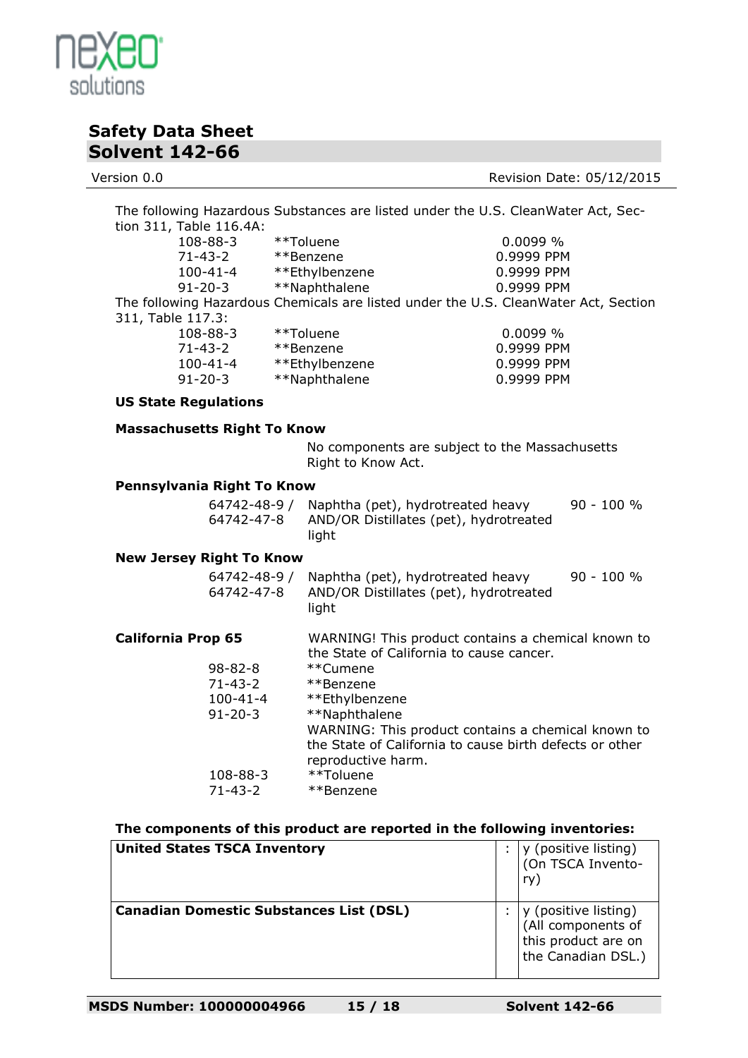The following Hazardous Substances are listed under the U.S. CleanWater Act, Section 311, Table 116.4A:

| | | |
|---|---|---|
| 108-88-3 | **Toluene | 0.0099 % |
| 71-43-2 | **Benzene | 0.9999 PPM |
| 100-41-4 | **Ethylbenzene | 0.9999 PPM |
| 91-20-3 | **Naphthalene | 0.9999 PPM |

The following Hazardous Chemicals are listed under the U.S. CleanWater Act, Section 311, Table 117.3:

| | | |
|---|---|---|
| 108-88-3 | **Toluene | 0.0099 % |
| 71-43-2 | **Benzene | 0.9999 PPM |
| 100-41-4 | **Ethylbenzene | 0.9999 PPM |
| 91-20-3 | **Naphthalene | 0.9999 PPM |

**US State Regulations**

**Massachusetts Right To Know**

No components are subject to the Massachusetts Right to Know Act.

**Pennsylvania Right To Know**

| | | |
|---|---|---|
| 64742-48-9 / 64742-47-8 | Naphtha (pet), hydrotreated heavy AND/OR Distillates (pet), hydrotreated light | 90 - 100 % |

**New Jersey Right To Know**

| | | |
|---|---|---|
| 64742-48-9 / 64742-47-8 | Naphtha (pet), hydrotreated heavy AND/OR Distillates (pet), hydrotreated light | 90 - 100 % |

**California Prop 65**

WARNING! This product contains a chemical known to the State of California to cause cancer.

| | |
|---|---|
| 98-82-8 | **Cumene |
| 71-43-2 | **Benzene |
| 100-41-4 | **Ethylbenzene |
| 91-20-3 | **Naphthalene |

WARNING: This product contains a chemical known to the State of California to cause birth defects or other reproductive harm.

| | |
|---|---|
| 108-88-3 | **Toluene |
| 71-43-2 | **Benzene |

**The components of this product are reported in the following inventories:**

| | | |
|---|---|---|
| **United States TSCA Inventory** | : | y (positive listing) (On TSCA Inventory) |
| **Canadian Domestic Substances List (DSL)** | : | y (positive listing) (All components of this product are on the Canadian DSL.) |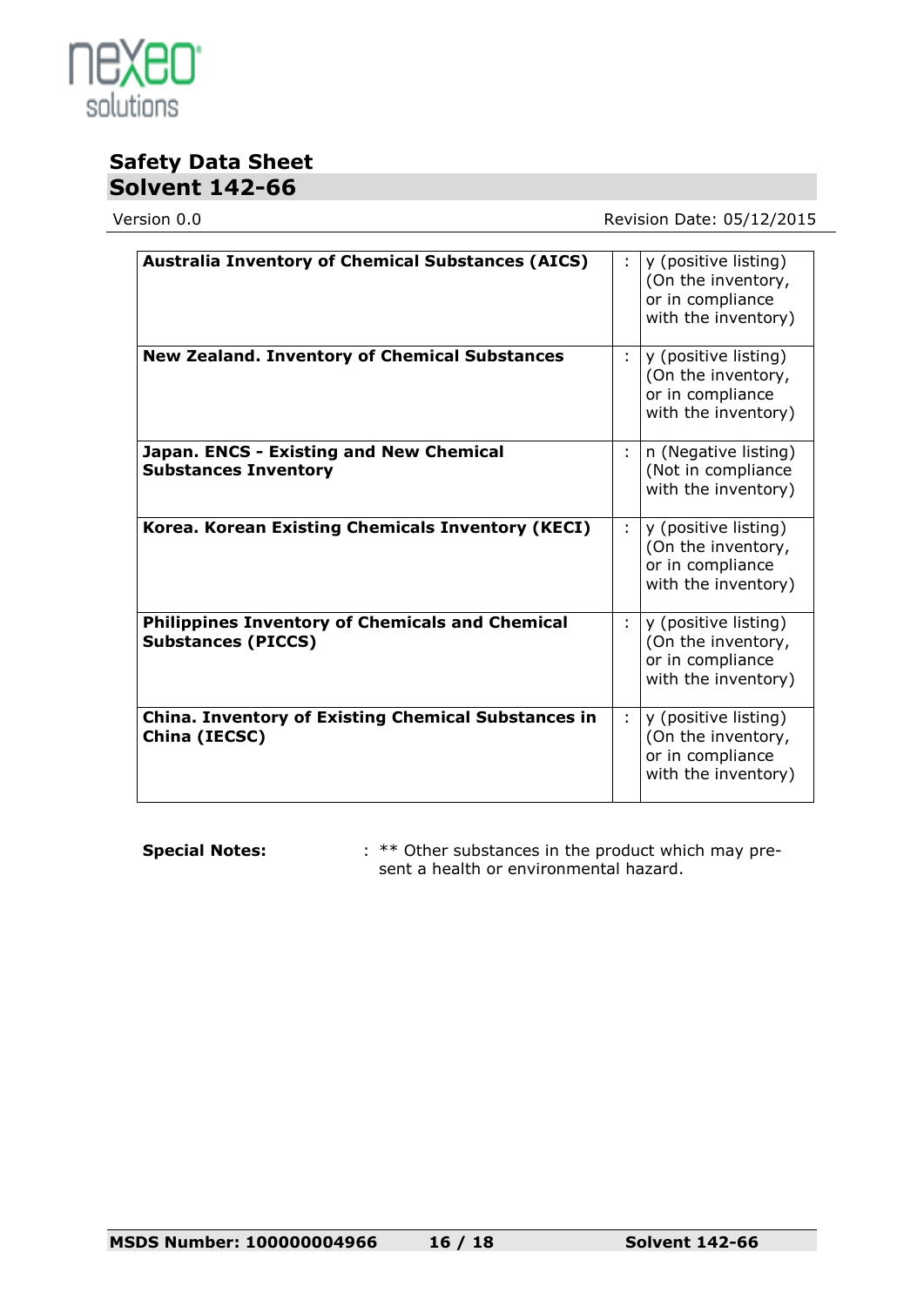| | | |
|---|---|---|
| **Australia Inventory of Chemical Substances (AICS)** | : | y (positive listing) (On the inventory, or in compliance with the inventory) |
| **New Zealand. Inventory of Chemical Substances** | : | y (positive listing) (On the inventory, or in compliance with the inventory) |
| **Japan. ENCS - Existing and New Chemical Substances Inventory** | : | n (Negative listing) (Not in compliance with the inventory) |
| **Korea. Korean Existing Chemicals Inventory (KECI)** | : | y (positive listing) (On the inventory, or in compliance with the inventory) |
| **Philippines Inventory of Chemicals and Chemical Substances (PICCS)** | : | y (positive listing) (On the inventory, or in compliance with the inventory) |
| **China. Inventory of Existing Chemical Substances in China (IECSC)** | : | y (positive listing) (On the inventory, or in compliance with the inventory) |

**Special Notes:** : ** Other substances in the product which may present a health or environmental hazard.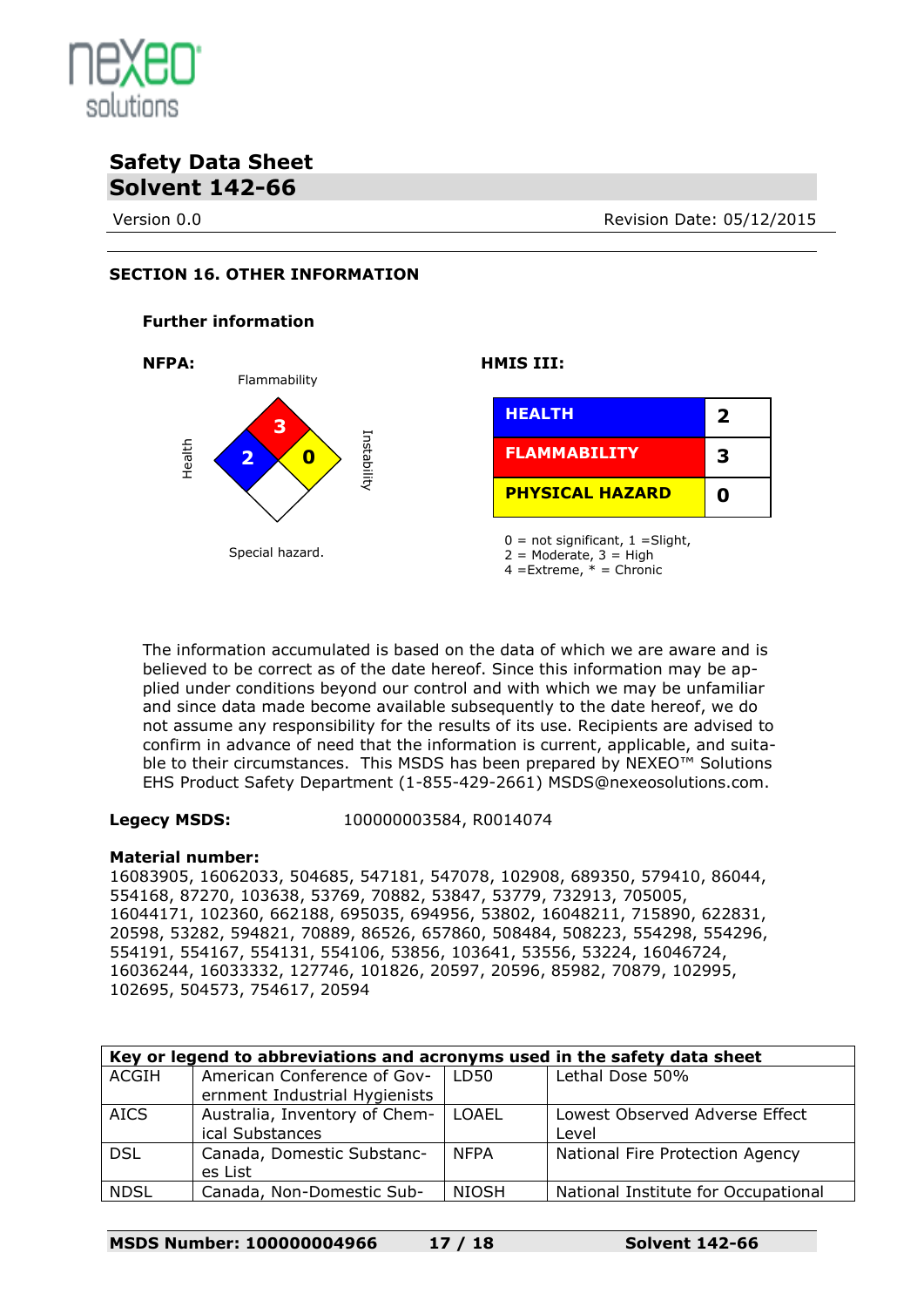## SECTION 16. OTHER INFORMATION

### Further information

**NFPA:**

Flammability: 3
Health: 2
Instability: 0
Special hazard.

**HMIS III:**

| HEALTH | 2 |
|---|---|
| FLAMMABILITY | 3 |
| PHYSICAL HAZARD | 0 |

0 = not significant, 1 =Slight,
2 = Moderate, 3 = High
4 =Extreme, * = Chronic

The information accumulated is based on the data of which we are aware and is believed to be correct as of the date hereof. Since this information may be applied under conditions beyond our control and with which we may be unfamiliar and since data made become available subsequently to the date hereof, we do not assume any responsibility for the results of its use. Recipients are advised to confirm in advance of need that the information is current, applicable, and suitable to their circumstances. This MSDS has been prepared by NEXEO™ Solutions EHS Product Safety Department (1-855-429-2661) MSDS@nexeosolutions.com.

**Legecy MSDS:** 100000003584, R0014074

**Material number:**
16083905, 16062033, 504685, 547181, 547078, 102908, 689350, 579410, 86044, 554168, 87270, 103638, 53769, 70882, 53847, 53779, 732913, 705005, 16044171, 102360, 662188, 695035, 694956, 53802, 16048211, 715890, 622831, 20598, 53282, 594821, 70889, 86526, 657860, 508484, 508223, 554298, 554296, 554191, 554167, 554131, 554106, 53856, 103641, 53556, 53224, 16046724, 16036244, 16033332, 127746, 101826, 20597, 20596, 85982, 70879, 102995, 102695, 504573, 754617, 20594

| Key or legend to abbreviations and acronyms used in the safety data sheet | | | |
|---|---|---|---|
| ACGIH | American Conference of Government Industrial Hygienists | LD50 | Lethal Dose 50% |
| AICS | Australia, Inventory of Chemical Substances | LOAEL | Lowest Observed Adverse Effect Level |
| DSL | Canada, Domestic Substances List | NFPA | National Fire Protection Agency |
| NDSL | Canada, Non-Domestic Sub- | NIOSH | National Institute for Occupational |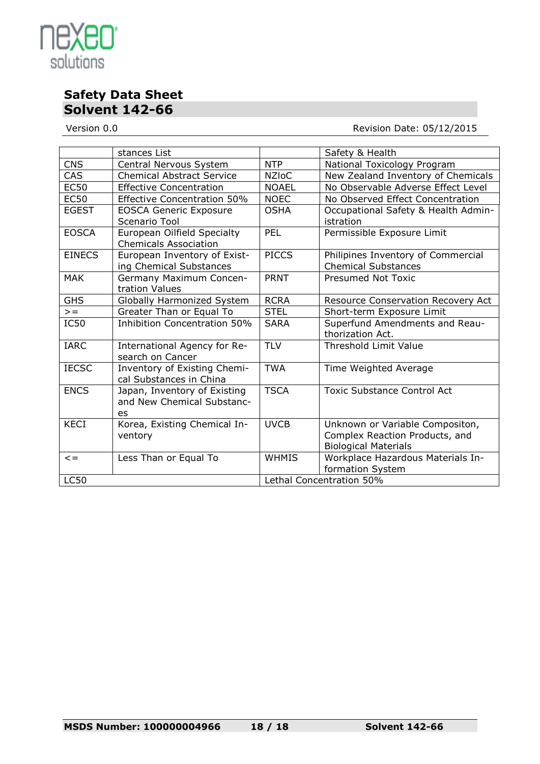| | | | |
|---|---|---|---|
| | stances List | | Safety & Health |
| CNS | Central Nervous System | NTP | National Toxicology Program |
| CAS | Chemical Abstract Service | NZIoC | New Zealand Inventory of Chemicals |
| EC50 | Effective Concentration | NOAEL | No Observable Adverse Effect Level |
| EC50 | Effective Concentration 50% | NOEC | No Observed Effect Concentration |
| EGEST | EOSCA Generic Exposure Scenario Tool | OSHA | Occupational Safety & Health Administration |
| EOSCA | European Oilfield Specialty Chemicals Association | PEL | Permissible Exposure Limit |
| EINECS | European Inventory of Existing Chemical Substances | PICCS | Philipines Inventory of Commercial Chemical Substances |
| MAK | Germany Maximum Concentration Values | PRNT | Presumed Not Toxic |
| GHS | Globally Harmonized System | RCRA | Resource Conservation Recovery Act |
| >= | Greater Than or Equal To | STEL | Short-term Exposure Limit |
| IC50 | Inhibition Concentration 50% | SARA | Superfund Amendments and Reauthorization Act. |
| IARC | International Agency for Research on Cancer | TLV | Threshold Limit Value |
| IECSC | Inventory of Existing Chemical Substances in China | TWA | Time Weighted Average |
| ENCS | Japan, Inventory of Existing and New Chemical Substances | TSCA | Toxic Substance Control Act |
| KECI | Korea, Existing Chemical Inventory | UVCB | Unknown or Variable Compositon, Complex Reaction Products, and Biological Materials |
| <= | Less Than or Equal To | WHMIS | Workplace Hazardous Materials Information System |
| LC50 | | Lethal Concentration 50% | |